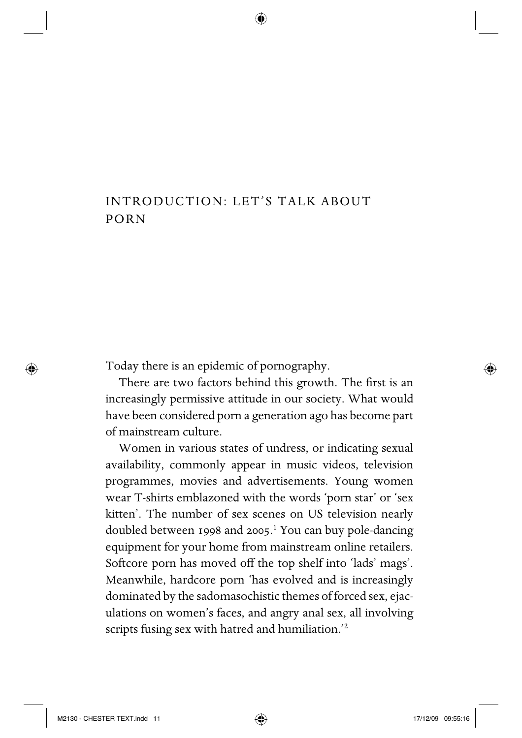# INTRODUCTION: LET'S TALK ABOUT PORN

Today there is an epidemic of pornography.

There are two factors behind this growth. The first is an increasingly permissive attitude in our society. What would have been considered porn a generation ago has become part of mainstream culture.

Women in various states of undress, or indicating sexual availability, commonly appear in music videos, television programmes, movies and advertisements. Young women wear T-shirts emblazoned with the words 'porn star' or 'sex kitten'. The number of sex scenes on US television nearly doubled between 1998 and 2005.[1] You can buy pole-dancing equipment for your home from mainstream online retailers. Softcore porn has moved off the top shelf into 'lads' mags'. Meanwhile, hardcore porn 'has evolved and is increasingly dominated by the sadomasochistic themes of forced sex, ejaculations on women's faces, and angry anal sex, all involving scripts fusing sex with hatred and humiliation.'[2]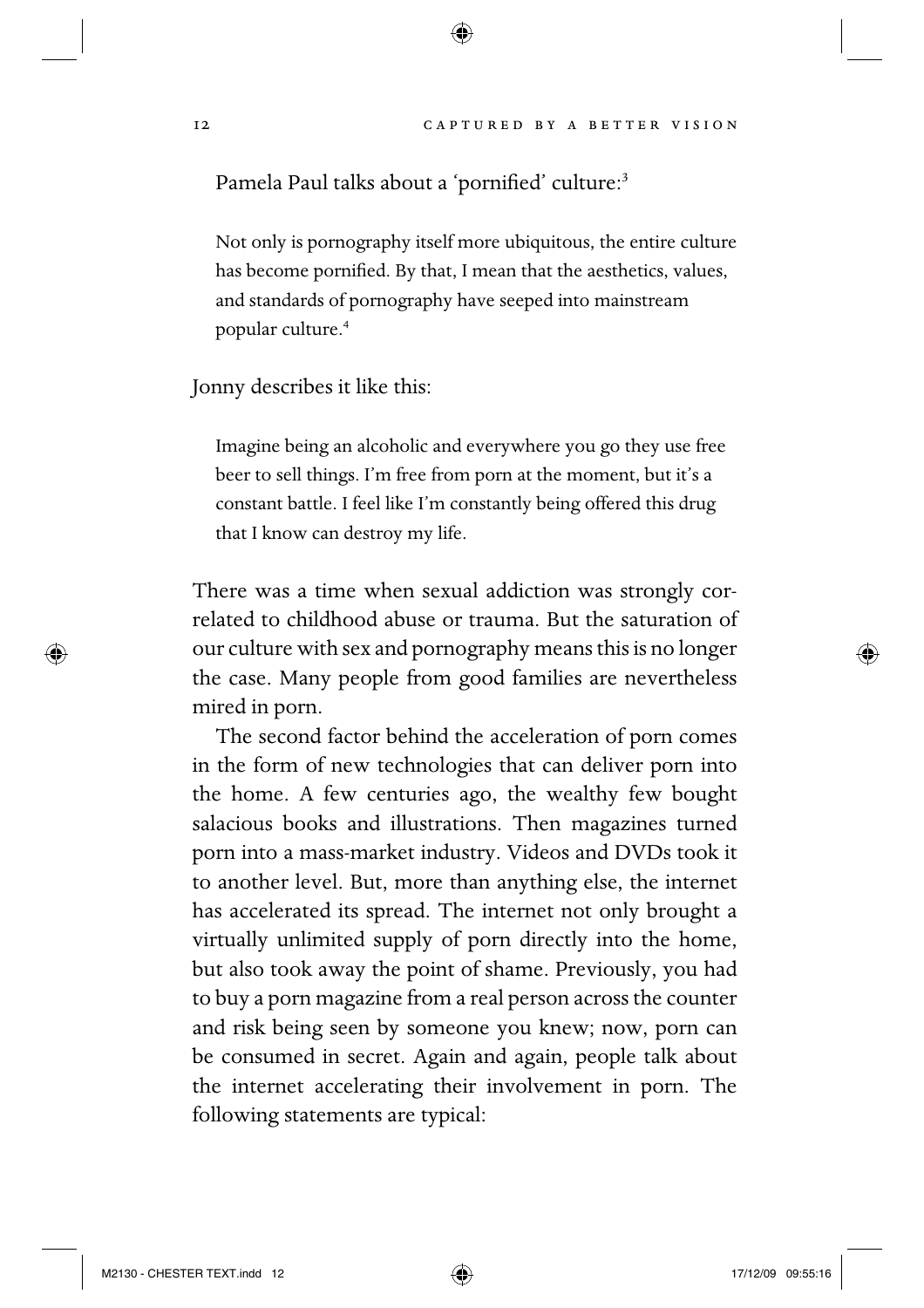Pamela Paul talks about a 'pornified' culture:[3]

> Not only is pornography itself more ubiquitous, the entire culture has become pornified. By that, I mean that the aesthetics, values, and standards of pornography have seeped into mainstream popular culture.[4]

Jonny describes it like this:

> Imagine being an alcoholic and everywhere you go they use free beer to sell things. I'm free from porn at the moment, but it's a constant battle. I feel like I'm constantly being offered this drug that I know can destroy my life.

There was a time when sexual addiction was strongly correlated to childhood abuse or trauma. But the saturation of our culture with sex and pornography means this is no longer the case. Many people from good families are nevertheless mired in porn.

The second factor behind the acceleration of porn comes in the form of new technologies that can deliver porn into the home. A few centuries ago, the wealthy few bought salacious books and illustrations. Then magazines turned porn into a mass-market industry. Videos and DVDs took it to another level. But, more than anything else, the internet has accelerated its spread. The internet not only brought a virtually unlimited supply of porn directly into the home, but also took away the point of shame. Previously, you had to buy a porn magazine from a real person across the counter and risk being seen by someone you knew; now, porn can be consumed in secret. Again and again, people talk about the internet accelerating their involvement in porn. The following statements are typical: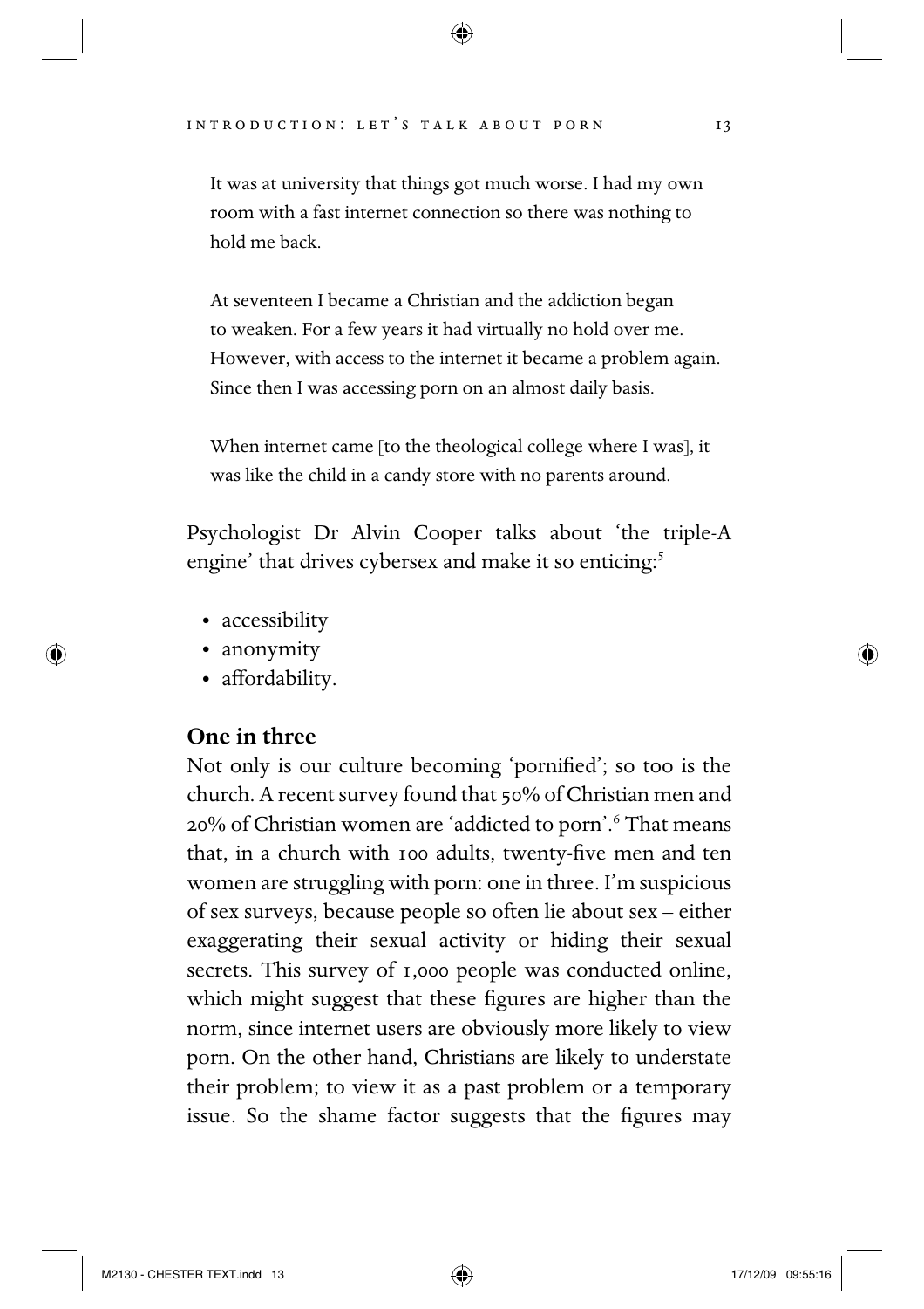It was at university that things got much worse. I had my own room with a fast internet connection so there was nothing to hold me back.

At seventeen I became a Christian and the addiction began to weaken. For a few years it had virtually no hold over me. However, with access to the internet it became a problem again. Since then I was accessing porn on an almost daily basis.

When internet came [to the theological college where I was], it was like the child in a candy store with no parents around.

Psychologist Dr Alvin Cooper talks about 'the triple-A engine' that drives cybersex and make it so enticing:[5]

- accessibility
- anonymity
- affordability.

## One in three

Not only is our culture becoming 'pornified'; so too is the church. A recent survey found that 50% of Christian men and 20% of Christian women are 'addicted to porn'.[6] That means that, in a church with 100 adults, twenty-five men and ten women are struggling with porn: one in three. I'm suspicious of sex surveys, because people so often lie about sex – either exaggerating their sexual activity or hiding their sexual secrets. This survey of 1,000 people was conducted online, which might suggest that these figures are higher than the norm, since internet users are obviously more likely to view porn. On the other hand, Christians are likely to understate their problem; to view it as a past problem or a temporary issue. So the shame factor suggests that the figures may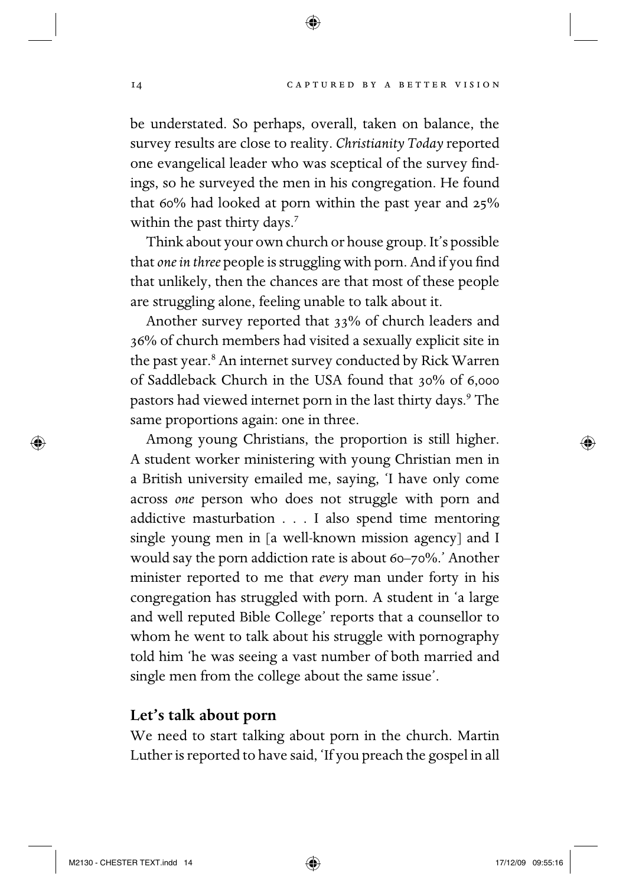be understated. So perhaps, overall, taken on balance, the survey results are close to reality. *Christianity Today* reported one evangelical leader who was sceptical of the survey findings, so he surveyed the men in his congregation. He found that 60% had looked at porn within the past year and 25% within the past thirty days.[7]

Think about your own church or house group. It's possible that *one in three* people is struggling with porn. And if you find that unlikely, then the chances are that most of these people are struggling alone, feeling unable to talk about it.

Another survey reported that 33% of church leaders and 36% of church members had visited a sexually explicit site in the past year.[8] An internet survey conducted by Rick Warren of Saddleback Church in the USA found that 30% of 6,000 pastors had viewed internet porn in the last thirty days.[9] The same proportions again: one in three.

Among young Christians, the proportion is still higher. A student worker ministering with young Christian men in a British university emailed me, saying, 'I have only come across *one* person who does not struggle with porn and addictive masturbation . . . I also spend time mentoring single young men in [a well-known mission agency] and I would say the porn addiction rate is about 60–70%.' Another minister reported to me that *every* man under forty in his congregation has struggled with porn. A student in 'a large and well reputed Bible College' reports that a counsellor to whom he went to talk about his struggle with pornography told him 'he was seeing a vast number of both married and single men from the college about the same issue'.

## Let's talk about porn

We need to start talking about porn in the church. Martin Luther is reported to have said, 'If you preach the gospel in all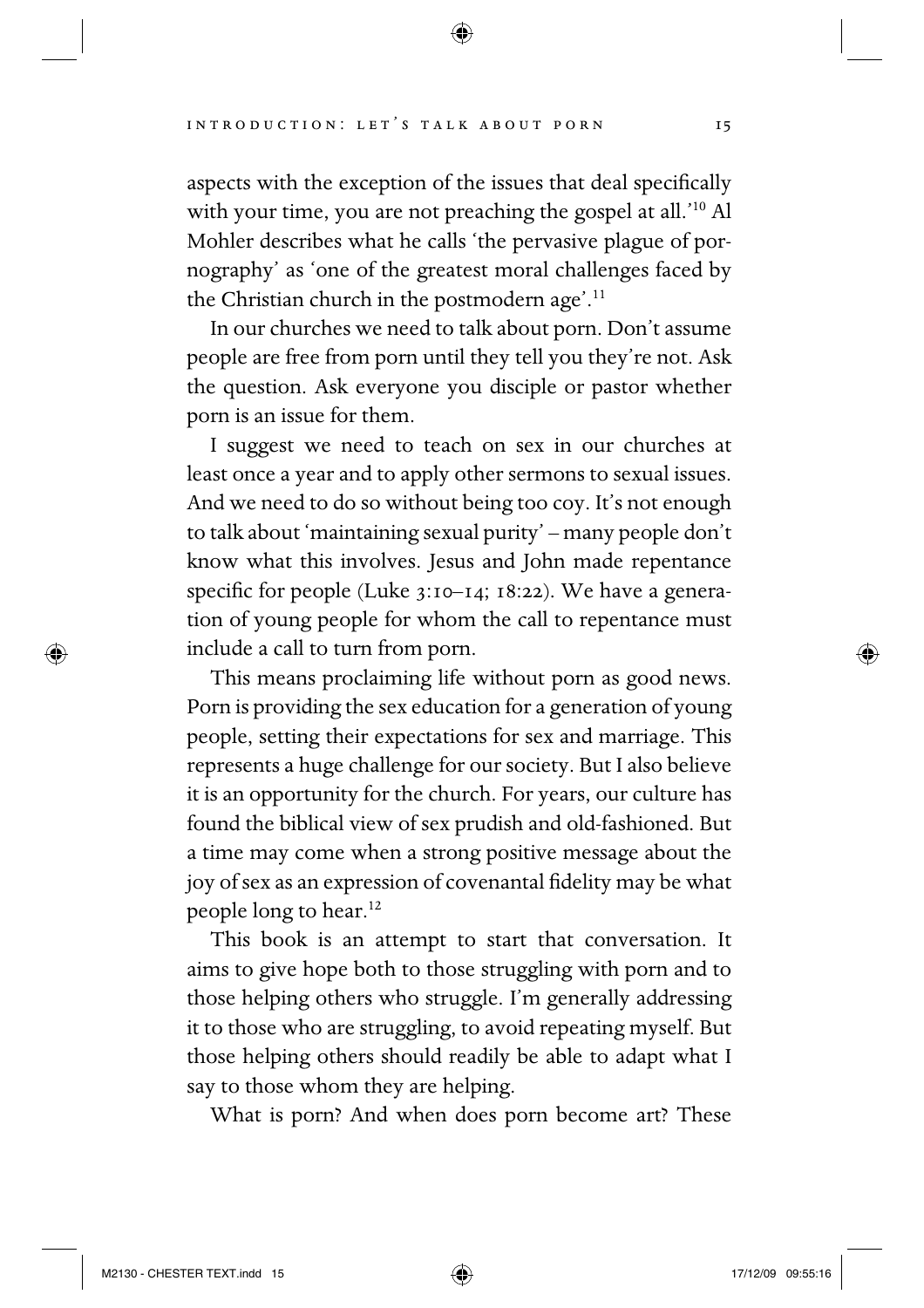aspects with the exception of the issues that deal specifically with your time, you are not preaching the gospel at all.'[10] Al Mohler describes what he calls 'the pervasive plague of pornography' as 'one of the greatest moral challenges faced by the Christian church in the postmodern age'.[11]

In our churches we need to talk about porn. Don't assume people are free from porn until they tell you they're not. Ask the question. Ask everyone you disciple or pastor whether porn is an issue for them.

I suggest we need to teach on sex in our churches at least once a year and to apply other sermons to sexual issues. And we need to do so without being too coy. It's not enough to talk about 'maintaining sexual purity' – many people don't know what this involves. Jesus and John made repentance specific for people (Luke 3:10–14; 18:22). We have a generation of young people for whom the call to repentance must include a call to turn from porn.

This means proclaiming life without porn as good news. Porn is providing the sex education for a generation of young people, setting their expectations for sex and marriage. This represents a huge challenge for our society. But I also believe it is an opportunity for the church. For years, our culture has found the biblical view of sex prudish and old-fashioned. But a time may come when a strong positive message about the joy of sex as an expression of covenantal fidelity may be what people long to hear.[12]

This book is an attempt to start that conversation. It aims to give hope both to those struggling with porn and to those helping others who struggle. I'm generally addressing it to those who are struggling, to avoid repeating myself. But those helping others should readily be able to adapt what I say to those whom they are helping.

What is porn? And when does porn become art? These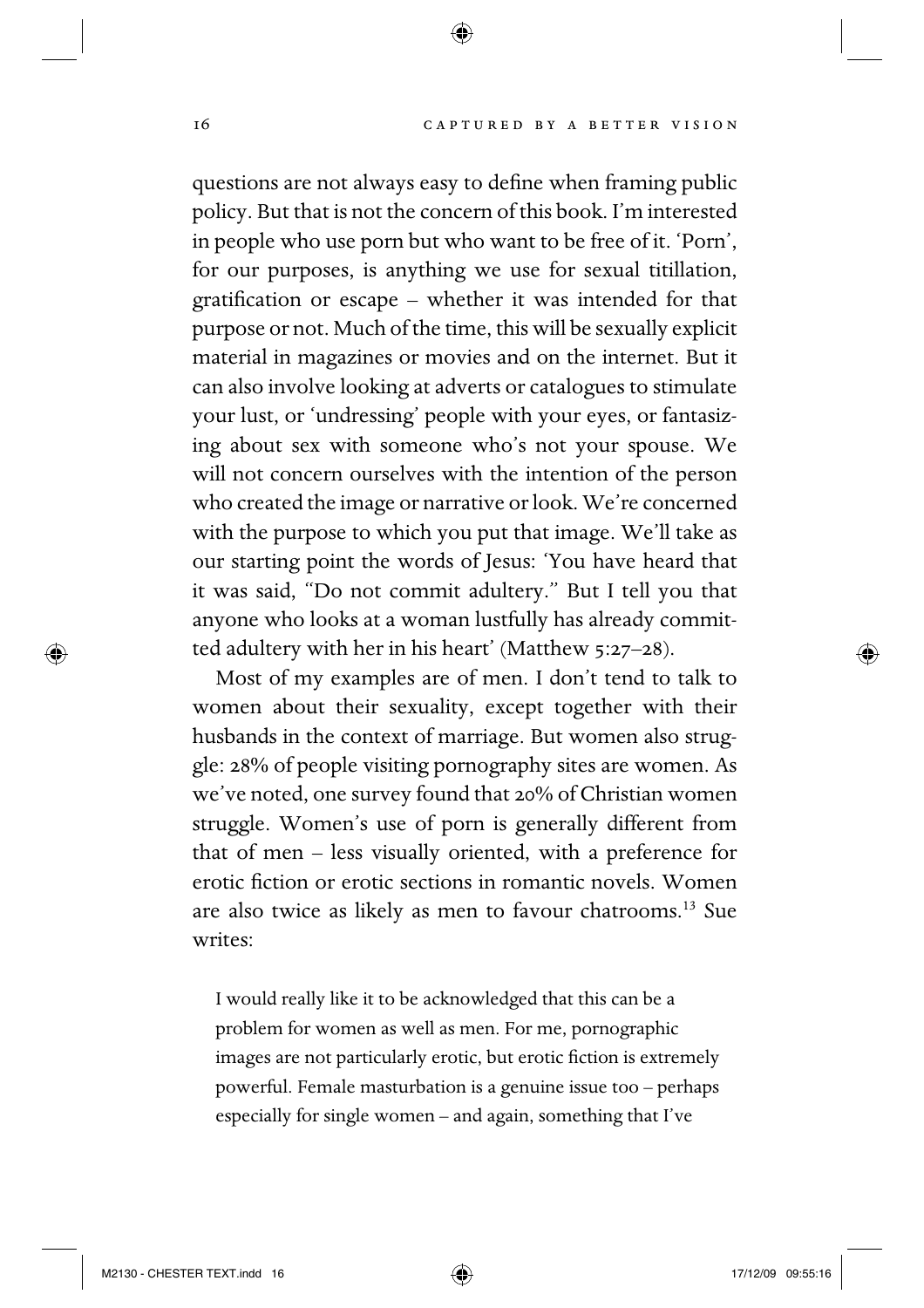questions are not always easy to define when framing public policy. But that is not the concern of this book. I'm interested in people who use porn but who want to be free of it. 'Porn', for our purposes, is anything we use for sexual titillation, gratification or escape – whether it was intended for that purpose or not. Much of the time, this will be sexually explicit material in magazines or movies and on the internet. But it can also involve looking at adverts or catalogues to stimulate your lust, or 'undressing' people with your eyes, or fantasizing about sex with someone who's not your spouse. We will not concern ourselves with the intention of the person who created the image or narrative or look. We're concerned with the purpose to which you put that image. We'll take as our starting point the words of Jesus: 'You have heard that it was said, "Do not commit adultery." But I tell you that anyone who looks at a woman lustfully has already committed adultery with her in his heart' (Matthew 5:27–28).

Most of my examples are of men. I don't tend to talk to women about their sexuality, except together with their husbands in the context of marriage. But women also struggle: 28% of people visiting pornography sites are women. As we've noted, one survey found that 20% of Christian women struggle. Women's use of porn is generally different from that of men – less visually oriented, with a preference for erotic fiction or erotic sections in romantic novels. Women are also twice as likely as men to favour chatrooms.[13] Sue writes:

> I would really like it to be acknowledged that this can be a problem for women as well as men. For me, pornographic images are not particularly erotic, but erotic fiction is extremely powerful. Female masturbation is a genuine issue too – perhaps especially for single women – and again, something that I've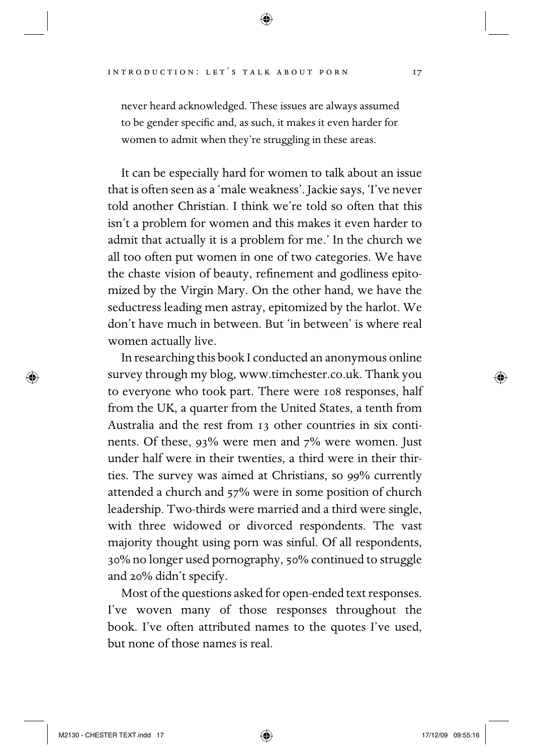never heard acknowledged. These issues are always assumed to be gender specific and, as such, it makes it even harder for women to admit when they're struggling in these areas.

It can be especially hard for women to talk about an issue that is often seen as a 'male weakness'. Jackie says, 'I've never told another Christian. I think we're told so often that this isn't a problem for women and this makes it even harder to admit that actually it is a problem for me.' In the church we all too often put women in one of two categories. We have the chaste vision of beauty, refinement and godliness epitomized by the Virgin Mary. On the other hand, we have the seductress leading men astray, epitomized by the harlot. We don't have much in between. But 'in between' is where real women actually live.

In researching this book I conducted an anonymous online survey through my blog, www.timchester.co.uk. Thank you to everyone who took part. There were 108 responses, half from the UK, a quarter from the United States, a tenth from Australia and the rest from 13 other countries in six continents. Of these, 93% were men and 7% were women. Just under half were in their twenties, a third were in their thirties. The survey was aimed at Christians, so 99% currently attended a church and 57% were in some position of church leadership. Two-thirds were married and a third were single, with three widowed or divorced respondents. The vast majority thought using porn was sinful. Of all respondents, 30% no longer used pornography, 50% continued to struggle and 20% didn't specify.

Most of the questions asked for open-ended text responses. I've woven many of those responses throughout the book. I've often attributed names to the quotes I've used, but none of those names is real.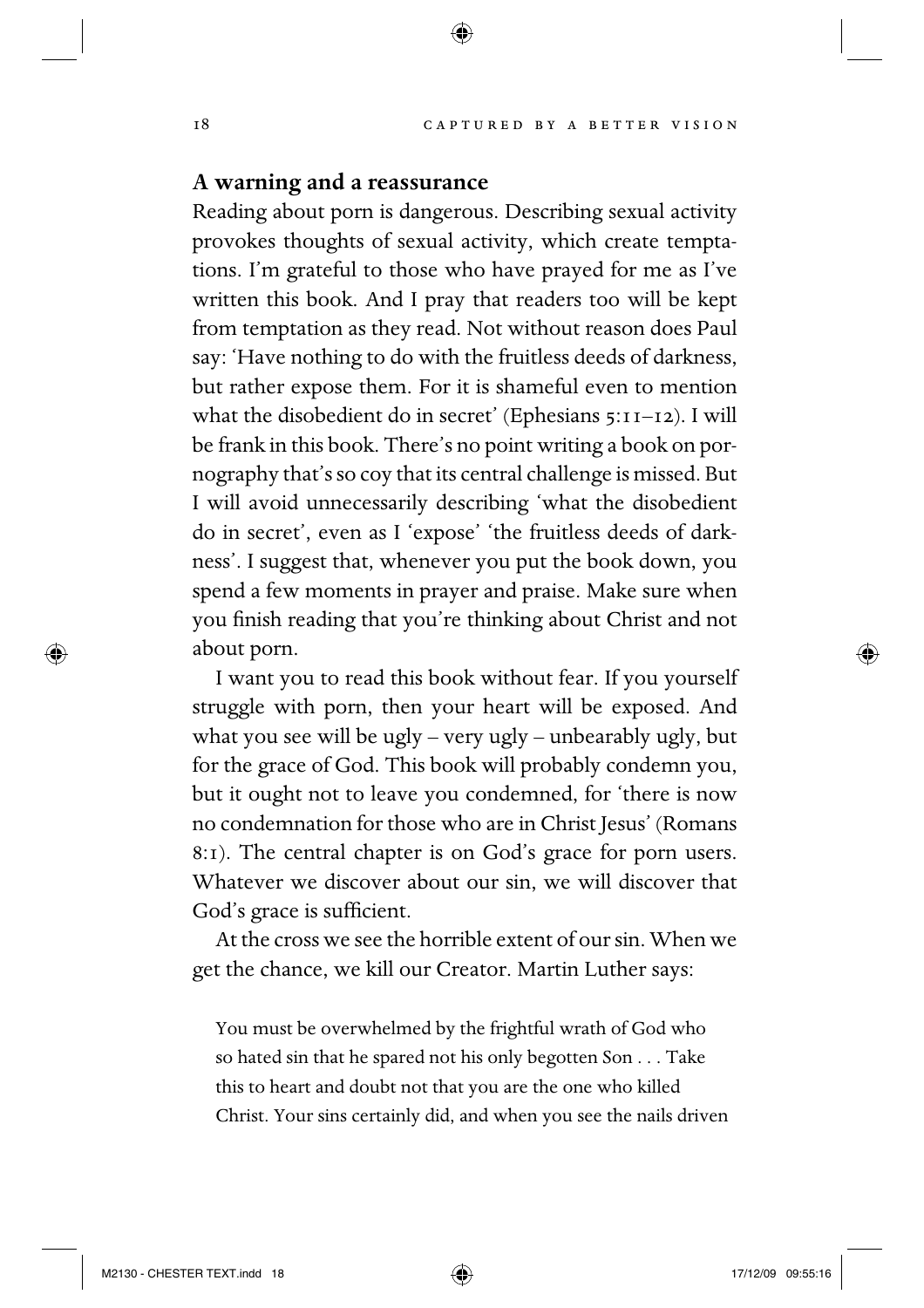## A warning and a reassurance

Reading about porn is dangerous. Describing sexual activity provokes thoughts of sexual activity, which create temptations. I'm grateful to those who have prayed for me as I've written this book. And I pray that readers too will be kept from temptation as they read. Not without reason does Paul say: 'Have nothing to do with the fruitless deeds of darkness, but rather expose them. For it is shameful even to mention what the disobedient do in secret' (Ephesians 5:11–12). I will be frank in this book. There's no point writing a book on pornography that's so coy that its central challenge is missed. But I will avoid unnecessarily describing 'what the disobedient do in secret', even as I 'expose' 'the fruitless deeds of darkness'. I suggest that, whenever you put the book down, you spend a few moments in prayer and praise. Make sure when you finish reading that you're thinking about Christ and not about porn.

I want you to read this book without fear. If you yourself struggle with porn, then your heart will be exposed. And what you see will be ugly – very ugly – unbearably ugly, but for the grace of God. This book will probably condemn you, but it ought not to leave you condemned, for 'there is now no condemnation for those who are in Christ Jesus' (Romans 8:1). The central chapter is on God's grace for porn users. Whatever we discover about our sin, we will discover that God's grace is sufficient.

At the cross we see the horrible extent of our sin. When we get the chance, we kill our Creator. Martin Luther says:

> You must be overwhelmed by the frightful wrath of God who so hated sin that he spared not his only begotten Son . . . Take this to heart and doubt not that you are the one who killed Christ. Your sins certainly did, and when you see the nails driven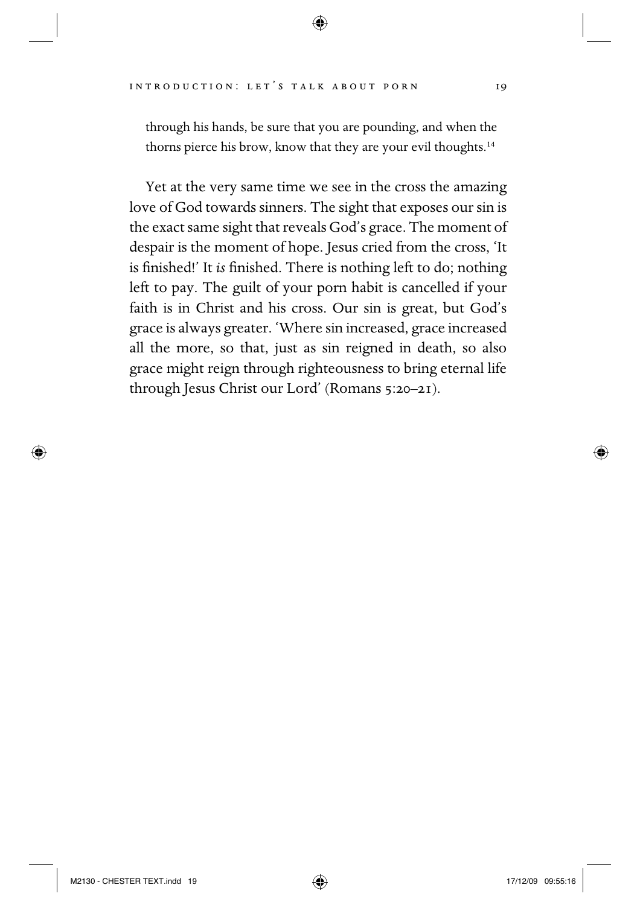through his hands, be sure that you are pounding, and when the thorns pierce his brow, know that they are your evil thoughts.[14]

Yet at the very same time we see in the cross the amazing love of God towards sinners. The sight that exposes our sin is the exact same sight that reveals God's grace. The moment of despair is the moment of hope. Jesus cried from the cross, 'It is finished!' It *is* finished. There is nothing left to do; nothing left to pay. The guilt of your porn habit is cancelled if your faith is in Christ and his cross. Our sin is great, but God's grace is always greater. 'Where sin increased, grace increased all the more, so that, just as sin reigned in death, so also grace might reign through righteousness to bring eternal life through Jesus Christ our Lord' (Romans 5:20–21).